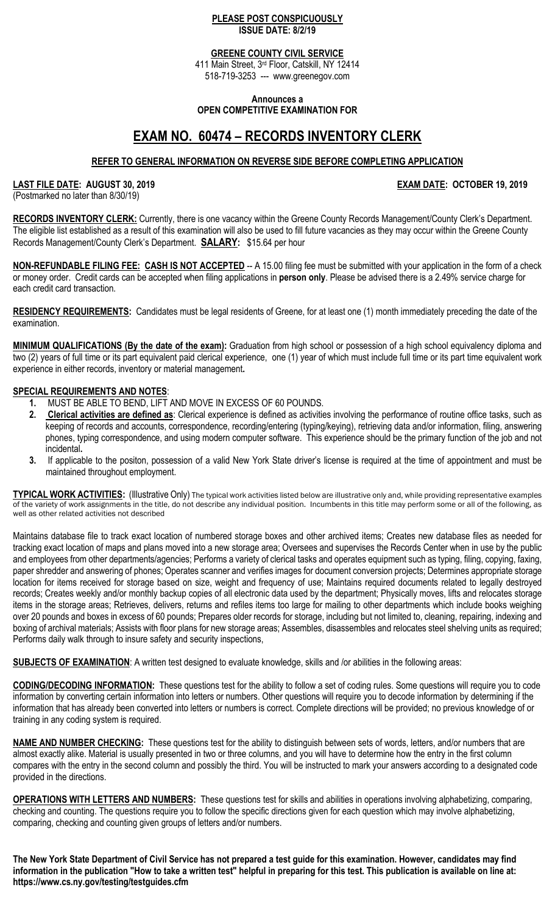**PLEASE POST CONSPICUOUSLY**
**ISSUE DATE: 8/2/19**

**GREENE COUNTY CIVIL SERVICE**
411 Main Street, 3rd Floor, Catskill, NY 12414
518-719-3253 --- www.greenegov.com

**Announces a**
**OPEN COMPETITIVE EXAMINATION FOR**

# EXAM NO. 60474 – RECORDS INVENTORY CLERK

**REFER TO GENERAL INFORMATION ON REVERSE SIDE BEFORE COMPLETING APPLICATION**

**LAST FILE DATE: AUGUST 30, 2019** **EXAM DATE: OCTOBER 19, 2019**
(Postmarked no later than 8/30/19)

**RECORDS INVENTORY CLERK:** Currently, there is one vacancy within the Greene County Records Management/County Clerk's Department. The eligible list established as a result of this examination will also be used to fill future vacancies as they may occur within the Greene County Records Management/County Clerk's Department. **SALARY:** $15.64 per hour

**NON-REFUNDABLE FILING FEE: CASH IS NOT ACCEPTED** -- A 15.00 filing fee must be submitted with your application in the form of a check or money order. Credit cards can be accepted when filing applications in **person only**. Please be advised there is a 2.49% service charge for each credit card transaction.

**RESIDENCY REQUIREMENTS:** Candidates must be legal residents of Greene, for at least one (1) month immediately preceding the date of the examination.

**MINIMUM QUALIFICATIONS (By the date of the exam):** Graduation from high school or possession of a high school equivalency diploma and two (2) years of full time or its part equivalent paid clerical experience, one (1) year of which must include full time or its part time equivalent work experience in either records, inventory or material management**.**

**SPECIAL REQUIREMENTS AND NOTES**:

1. MUST BE ABLE TO BEND, LIFT AND MOVE IN EXCESS OF 60 POUNDS.
2. **Clerical activities are defined as**: Clerical experience is defined as activities involving the performance of routine office tasks, such as keeping of records and accounts, correspondence, recording/entering (typing/keying), retrieving data and/or information, filing, answering phones, typing correspondence, and using modern computer software. This experience should be the primary function of the job and not incidental**.**
3. If applicable to the positon, possession of a valid New York State driver's license is required at the time of appointment and must be maintained throughout employment.

**TYPICAL WORK ACTIVITIES:** (Illustrative Only) The typical work activities listed below are illustrative only and, while providing representative examples of the variety of work assignments in the title, do not describe any individual position. Incumbents in this title may perform some or all of the following, as well as other related activities not described

Maintains database file to track exact location of numbered storage boxes and other archived items; Creates new database files as needed for tracking exact location of maps and plans moved into a new storage area; Oversees and supervises the Records Center when in use by the public and employees from other departments/agencies; Performs a variety of clerical tasks and operates equipment such as typing, filing, copying, faxing, paper shredder and answering of phones; Operates scanner and verifies images for document conversion projects; Determines appropriate storage location for items received for storage based on size, weight and frequency of use; Maintains required documents related to legally destroyed records; Creates weekly and/or monthly backup copies of all electronic data used by the department; Physically moves, lifts and relocates storage items in the storage areas; Retrieves, delivers, returns and refiles items too large for mailing to other departments which include books weighing over 20 pounds and boxes in excess of 60 pounds; Prepares older records for storage, including but not limited to, cleaning, repairing, indexing and boxing of archival materials; Assists with floor plans for new storage areas; Assembles, disassembles and relocates steel shelving units as required; Performs daily walk through to insure safety and security inspections,

**SUBJECTS OF EXAMINATION**: A written test designed to evaluate knowledge, skills and /or abilities in the following areas:

**CODING/DECODING INFORMATION:** These questions test for the ability to follow a set of coding rules. Some questions will require you to code information by converting certain information into letters or numbers. Other questions will require you to decode information by determining if the information that has already been converted into letters or numbers is correct. Complete directions will be provided; no previous knowledge of or training in any coding system is required.

**NAME AND NUMBER CHECKING:** These questions test for the ability to distinguish between sets of words, letters, and/or numbers that are almost exactly alike. Material is usually presented in two or three columns, and you will have to determine how the entry in the first column compares with the entry in the second column and possibly the third. You will be instructed to mark your answers according to a designated code provided in the directions.

**OPERATIONS WITH LETTERS AND NUMBERS:** These questions test for skills and abilities in operations involving alphabetizing, comparing, checking and counting. The questions require you to follow the specific directions given for each question which may involve alphabetizing, comparing, checking and counting given groups of letters and/or numbers.

**The New York State Department of Civil Service has not prepared a test guide for this examination. However, candidates may find information in the publication "How to take a written test" helpful in preparing for this test. This publication is available on line at: https://www.cs.ny.gov/testing/testguides.cfm**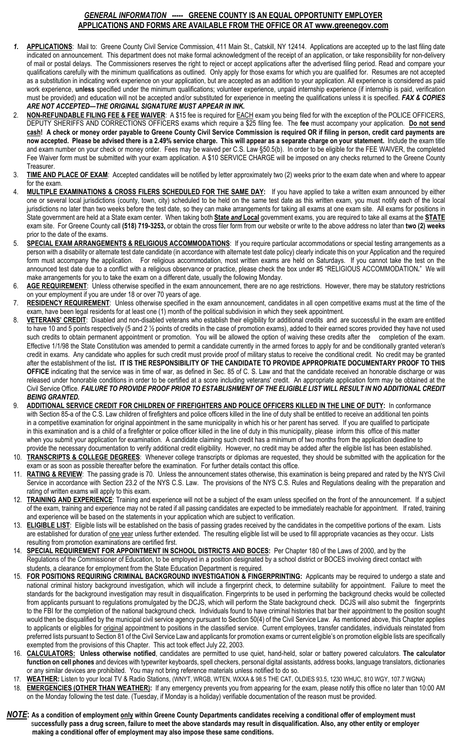## ***GENERAL INFORMATION -----*** **GREENE COUNTY IS AN EQUAL OPPORTUNITY EMPLOYER**
## **APPLICATIONS AND FORMS ARE AVAILABLE FROM THE OFFICE OR AT www.greenegov.com**

1. **APPLICATIONS**: Mail to: Greene County Civil Service Commission, 411 Main St., Catskill, NY 12414. Applications are accepted up to the last filing date indicated on announcement. This department does not make formal acknowledgment of the receipt of an application, or take responsibility for non-delivery of mail or postal delays. The Commissioners reserves the right to reject or accept applications after the advertised filing period. Read and compare your qualifications carefully with the minimum qualifications as outlined. Only apply for those exams for which you are qualified for. Resumes are not accepted as a substitution in indicating work experience on your application, but are accepted as an addition to your application. All experience is considered as paid work experience, **unless** specified under the minimum qualifications; volunteer experience, unpaid internship experience (if internship is paid, verification must be provided) and education will not be accepted and/or substituted for experience in meeting the qualifications unless it is specified. ***FAX & COPIES ARE NOT ACCEPTED—THE ORIGINAL SIGNATURE MUST APPEAR IN INK.***
2. **NON-REFUNDABLE FILING FEE & FEE WAIVER**: A $15 fee is required for EACH exam you being filed for with the exception of the POLICE OFFICERS, DEPUTY SHERIFFS AND CORRECTIONS OFFICERS exams which require a $25 filing fee. The **fee** must accompany your application. **Do not send cash! A check or money order payable to Greene County Civil Service Commission is required OR if filing in person, credit card payments are now accepted. Please be advised there is a 2.49% service charge. This will appear as a separate charge on your statement.** Include the exam title and exam number on your check or money order. Fees may be waived per C.S. Law §50.5(b). In order to be eligible for the FEE WAIVER, the completed Fee Waiver form must be submitted with your exam application. A $10 SERVICE CHARGE will be imposed on any checks returned to the Greene County Treasurer.
3. **TIME AND PLACE OF EXAM**: Accepted candidates will be notified by letter approximately two (2) weeks prior to the exam date when and where to appear for the exam.
4. **MULTIPLE EXAMINATIONS & CROSS FILERS SCHEDULED FOR THE SAME DAY:** If you have applied to take a written exam announced by either one or several local jurisdictions (county, town, city) scheduled to be held on the same test date as this written exam, you must notify each of the local jurisdictions no later than two weeks before the test date, so they can make arrangements for taking all exams at one exam site. All exams for positions in State government are held at a State exam center. When taking both ***State and* Local** government exams, you are required to take all exams at the **STATE** exam site. For Greene County call **(518) 719-3253,** or obtain the cross filer form from our website or write to the above address no later than **two (2) weeks** prior to the date of the exams.
5. **SPECIAL EXAM ARRANGEMENTS & RELIGIOUS ACCOMMODATIONS**: If you require particular accommodations or special testing arrangements as a person with a disability or alternate test date candidate (in accordance with alternate test date policy) clearly indicate this on your Application and the required form must accompany the application. For religious accommodation, most written exams are held on Saturdays. If you cannot take the test on the announced test date due to a conflict with a religious observance or practice, please check the box under #5 "RELIGIOUS ACCOMMODATION**.**" We will make arrangements for you to take the exam on a different date, usually the following Monday.
6. **AGE REQUIREMENT**: Unless otherwise specified in the exam announcement, there are no age restrictions. However, there may be statutory restrictions on your employment if you are under 18 or over 70 years of age.
7. **RESIDENCY REQUIREMENT**: Unless otherwise specified in the exam announcement, candidates in all open competitive exams must at the time of the exam, have been legal residents for at least one (1) month of the political subdivision in which they seek appointment.
8. **VETERANS' CREDIT**: Disabled and non-disabled veterans who establish their eligibility for additional credits and are successful in the exam are entitled to have 10 and 5 points respectively (5 and 2 ½ points of credits in the case of promotion exams), added to their earned scores provided they have not used such credits to obtain permanent appointment or promotion. You will be allowed the option of waiving these credits after the completion of the exam. Effective 1/1/98 the State Constitution was amended to permit a candidate currently in the armed forces to apply for and be conditionally granted veteran's credit in exams. Any candidate who applies for such credit must provide proof of military status to receive the conditional credit. No credit may be granted after the establishment of the list**. IT IS THE RESPONSIBILITY OF THE CANDIDATE TO PROVIDE APPROPRIATE DOCUMENTARY PROOF TO THIS OFFICE** indicating that the service was in time of war, as defined in Sec. 85 of C. S. Law and that the candidate received an honorable discharge or was released under honorable conditions in order to be certified at a score including veterans' credit. An appropriate application form may be obtained at the Civil Service Office. ***FAILURE TO PROVIDE PROOF PRIOR TO ESTABLISHMENT OF THE ELIGIBLE LIST WILL RESULT IN NO ADDITIONAL CREDIT BEING GRANTED.***
9. **ADDITIONAL SERVICE CREDIT FOR CHILDREN OF FIREFIGHTERS AND POLICE OFFICERS KILLED IN THE LINE OF DUTY:** In conformance with Section 85-a of the C.S. Law children of firefighters and police officers killed in the line of duty shall be entitled to receive an additional ten points in a competitive examination for original appointment in the same municipality in which his or her parent has served. If you are qualified to participate in this examination and is a child of a firefighter or police officer killed in the line of duty in this municipality, please inform this office of this matter when you submit your application for examination. A candidate claiming such credit has a minimum of two months from the application deadline to provide the necessary documentation to verify additional credit eligibility. However, no credit may be added after the eligible list has been established.
10. **TRANSCRIPTS & COLLEGE DEGREES**: Whenever college transcripts or diplomas are requested, they should be submitted with the application for the exam or as soon as possible thereafter before the examination. For further details contact this office.
11. **RATING & REVIEW**: The passing grade is 70. Unless the announcement states otherwise, this examination is being prepared and rated by the NYS Civil Service in accordance with Section 23.2 of the NYS C.S. Law. The provisions of the NYS C.S. Rules and Regulations dealing with the preparation and rating of written exams will apply to this exam.
12. **TRAINING AND EXPERIENCE**: Training and experience will not be a subject of the exam unless specified on the front of the announcement. If a subject of the exam, training and experience may not be rated if all passing candidates are expected to be immediately reachable for appointment. If rated, training and experience will be based on the statements in your application which are subject to verification.
13. **ELIGIBLE LIST**: Eligible lists will be established on the basis of passing grades received by the candidates in the competitive portions of the exam. Lists are established for duration of one year unless further extended. The resulting eligible list will be used to fill appropriate vacancies as they occur. Lists resulting from promotion examinations are certified first.
14. **SPECIAL REQUIREMENT FOR APPOINTMENT IN SCHOOL DISTRICTS AND BOCES:** Per Chapter 180 of the Laws of 2000, and by the Regulations of the Commissioner of Education, to be employed in a position designated by a school district or BOCES involving direct contact with students, a clearance for employment from the State Education Department is required.
15. **FOR POSITIONS REQUIRING CRIMINAL BACKGROUND INVESTIGATION & FINGERPRINTING:** Applicants may be required to undergo a state and national criminal history background investigation, which will include a fingerprint check, to determine suitability for appointment. Failure to meet the standards for the background investigation may result in disqualification. Fingerprints to be used in performing the background checks would be collected from applicants pursuant to regulations promulgated by the DCJS, which will perform the State background check. DCJS will also submit the fingerprints to the FBI for the completion of the national background check. Individuals found to have criminal histories that bar their appointment to the position sought would then be disqualified by the municipal civil service agency pursuant to Section 50(4) of the Civil Service Law. As mentioned above, this Chapter applies to applicants or eligibles for original appointment to positions in the classified service. Current employees, transfer candidates, individuals reinstated from preferred lists pursuant to Section 81 of the Civil Service Law and applicants for promotion exams or current eligible's on promotion eligible lists are specifically exempted from the provisions of this Chapter. This act took effect July 22, 2003.
16. **CALCULATORS: Unless otherwise notified**, candidates are permitted to use quiet, hand-held, solar or battery powered calculators. **The calculator function on cell phones** and devices with typewriter keyboards, spell checkers, personal digital assistants, address books, language translators, dictionaries or any similar devices are prohibited. You may not bring reference materials unless notified to do so.
17. **WEATHER:** Listen to your local TV & Radio Stations, (WNYT, WRGB, WTEN, WXXA & 98.5 THE CAT, OLDIES 93.5, 1230 WHUC, 810 WGY, 107.7 WGNA)
18. **EMERGENCIES (OTHER THAN WEATHER):** If any emergency prevents you from appearing for the exam, please notify this office no later than 10:00 AM on the Monday following the test date. (Tuesday, if Monday is a holiday) verifiable documentation of the reason must be provided.

***NOTE*: As a condition of employment only within Greene County Departments candidates receiving a conditional offer of employment must successfully pass a drug screen, failure to meet the above standards may result in disqualification. Also, any other entity or employer making a conditional offer of employment may also impose these same conditions.**